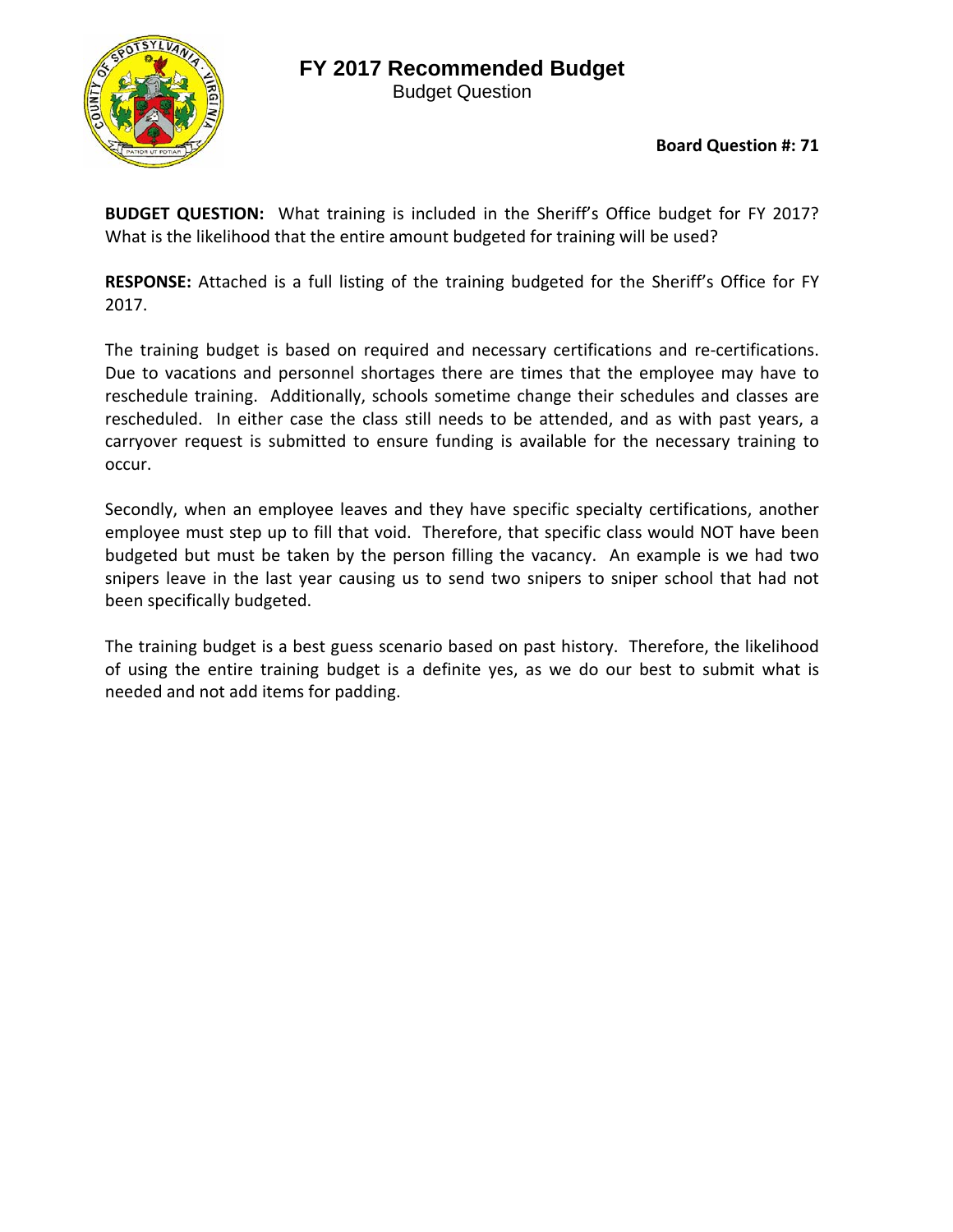# FY 2017 Recommended Budget

Budget Question

**Board Question #: 71**

**BUDGET QUESTION:** What training is included in the Sheriff's Office budget for FY 2017? What is the likelihood that the entire amount budgeted for training will be used?

**RESPONSE:** Attached is a full listing of the training budgeted for the Sheriff's Office for FY 2017.

The training budget is based on required and necessary certifications and re-certifications. Due to vacations and personnel shortages there are times that the employee may have to reschedule training. Additionally, schools sometime change their schedules and classes are rescheduled. In either case the class still needs to be attended, and as with past years, a carryover request is submitted to ensure funding is available for the necessary training to occur.

Secondly, when an employee leaves and they have specific specialty certifications, another employee must step up to fill that void. Therefore, that specific class would NOT have been budgeted but must be taken by the person filling the vacancy. An example is we had two snipers leave in the last year causing us to send two snipers to sniper school that had not been specifically budgeted.

The training budget is a best guess scenario based on past history. Therefore, the likelihood of using the entire training budget is a definite yes, as we do our best to submit what is needed and not add items for padding.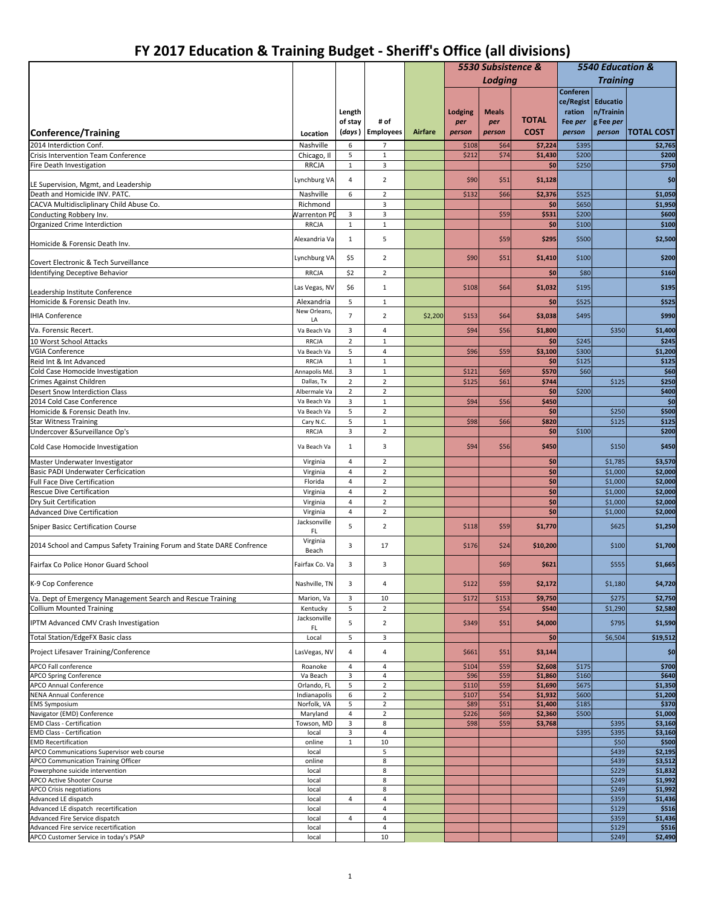# FY 2017 Education & Training Budget - Sheriff's Office (all divisions)

| Conference/Training | Location | Length of stay *(days)* | # of Employees | Airfare | *5530 Subsistence & Lodging* Lodging *per person* | Meals *per person* | TOTAL COST | *5540 Education & Training* Conference/Registration Fee *per person* | Education/Training Fee *per person* | TOTAL COST |
|---|---|---|---|---|---|---|---|---|---|---|
| 2014 Interdiction Conf. | Nashville | 6 | 7 | | $108 | $64 | $7,224 | $395 | | $2,765 |
| Crisis Intervention Team Conference | Chicago, Il | 5 | 1 | | $212 | $74 | $1,430 | $200 | | $200 |
| Fire Death Investigation | RRCJA | 1 | 3 | | | | $0 | $250 | | $750 |
| LE Supervision, Mgmt, and Leadership | Lynchburg VA | 4 | 2 | | $90 | $51 | $1,128 | | | $0 |
| Death and Homicide INV. PATC. | Nashville | 6 | 2 | | $132 | $66 | $2,376 | $525 | | $1,050 |
| CACVA Multidiscliplinary Child Abuse Co. | Richmond | | 3 | | | | $0 | $650 | | $1,950 |
| Conducting Robbery Inv. | Warrenton PD | 3 | 3 | | | $59 | $531 | $200 | | $600 |
| Organized Crime Interdiction | RRCJA | 1 | 1 | | | | $0 | $100 | | $100 |
| Homicide & Forensic Death Inv. | Alexandria Va | 1 | 5 | | | $59 | $295 | $500 | | $2,500 |
| Covert Electronic & Tech Surveillance | Lynchburg VA | $5 | 2 | | $90 | $51 | $1,410 | $100 | | $200 |
| Identifying Deceptive Behavior | RRCJA | $2 | 2 | | | | $0 | $80 | | $160 |
| Leadership Institute Conference | Las Vegas, NV | $6 | 1 | | $108 | $64 | $1,032 | $195 | | $195 |
| Homicide & Forensic Death Inv. | Alexandria | 5 | 1 | | | | $0 | $525 | | $525 |
| IHIA Conference | New Orleans, LA | 7 | 2 | $2,200 | $153 | $64 | $3,038 | $495 | | $990 |
| Va. Forensic Recert. | Va Beach Va | 3 | 4 | | $94 | $56 | $1,800 | | $350 | $1,400 |
| 10 Worst School Attacks | RRCJA | 2 | 1 | | | | $0 | $245 | | $245 |
| VGIA Conference | Va Beach Va | 5 | 4 | | $96 | $59 | $3,100 | $300 | | $1,200 |
| Reid Int & Int Advanced | RRCJA | 1 | 1 | | | | $0 | $125 | | $125 |
| Cold Case Homocide Investigation | Annapolis Md. | 3 | 1 | | $121 | $69 | $570 | $60 | | $60 |
| Crimes Against Children | Dallas, Tx | 2 | 2 | | $125 | $61 | $744 | | $125 | $250 |
| Desert Snow Interdiction Class | Albermale Va | 2 | 2 | | | | $0 | $200 | | $400 |
| 2014 Cold Case Conference | Va Beach Va | 3 | 1 | | $94 | $56 | $450 | | | $0 |
| Homicide & Forensic Death Inv. | Va Beach Va | 5 | 2 | | | | $0 | | $250 | $500 |
| Star Witness Training | Cary N.C. | 5 | 1 | | $98 | $66 | $820 | | $125 | $125 |
| Undercover &Surveillance Op's | RRCJA | 3 | 2 | | | | $0 | $100 | | $200 |
| Cold Case Homocide Investigation | Va Beach Va | 1 | 3 | | $94 | $56 | $450 | | $150 | $450 |
| Master Underwater Investigator | Virginia | 4 | 2 | | | | $0 | | $1,785 | $3,570 |
| Basic PADI Underwater Cerficication | Virginia | 4 | 2 | | | | $0 | | $1,000 | $2,000 |
| Full Face Dive Certification | Florida | 4 | 2 | | | | $0 | | $1,000 | $2,000 |
| Rescue Dive Certification | Virginia | 4 | 2 | | | | $0 | | $1,000 | $2,000 |
| Dry Suit Certification | Virginia | 4 | 2 | | | | $0 | | $1,000 | $2,000 |
| Advanced Dive Certification | Virginia | 4 | 2 | | | | $0 | | $1,000 | $2,000 |
| Sniper Basicc Certification Course | Jacksonville FL | 5 | 2 | | $118 | $59 | $1,770 | | $625 | $1,250 |
| 2014 School and Campus Safety Training Forum and State DARE Confrence | Virginia Beach | 3 | 17 | | $176 | $24 | $10,200 | | $100 | $1,700 |
| Fairfax Co Police Honor Guard School | Fairfax Co. Va | 3 | 3 | | | $69 | $621 | | $555 | $1,665 |
| K-9 Cop Conference | Nashville, TN | 3 | 4 | | $122 | $59 | $2,172 | | $1,180 | $4,720 |
| Va. Dept of Emergency Management Search and Rescue Training | Marion, Va | 3 | 10 | | $172 | $153 | $9,750 | | $275 | $2,750 |
| Collium Mounted Training | Kentucky | 5 | 2 | | | $54 | $540 | | $1,290 | $2,580 |
| IPTM Advanced CMV Crash Investigation | Jacksonville FL | 5 | 2 | | $349 | $51 | $4,000 | | $795 | $1,590 |
| Total Station/EdgeFX Basic class | Local | 5 | 3 | | | | $0 | | $6,504 | $19,512 |
| Project Lifesaver Training/Conference | LasVegas, NV | 4 | 4 | | $661 | $51 | $3,144 | | | $0 |
| APCO Fall conference | Roanoke | 4 | 4 | | $104 | $59 | $2,608 | $175 | | $700 |
| APCO Spring Conference | Va Beach | 3 | 4 | | $96 | $59 | $1,860 | $160 | | $640 |
| APCO Annual Conference | Orlando, FL | 5 | 2 | | $110 | $59 | $1,690 | $675 | | $1,350 |
| NENA Annual Conference | Indianapolis | 6 | 2 | | $107 | $54 | $1,932 | $600 | | $1,200 |
| EMS Symposium | Norfolk, VA | 5 | 2 | | $89 | $51 | $1,400 | $185 | | $370 |
| Navigator (EMD) Conference | Maryland | 4 | 2 | | $226 | $69 | $2,360 | $500 | | $1,000 |
| EMD Class - Certification | Towson, MD | 3 | 8 | | $98 | $59 | $3,768 | | $395 | $3,160 |
| EMD Class - Certification | local | 3 | 4 | | | | | $395 | $395 | $3,160 |
| EMD Recertification | online | 1 | 10 | | | | | | $50 | $500 |
| APCO Communications Supervisor web course | local | | 5 | | | | | | $439 | $2,195 |
| APCO Communication Training Officer | online | | 8 | | | | | | $439 | $3,512 |
| Powerphone suicide intervention | local | | 8 | | | | | | $229 | $1,832 |
| APCO Active Shooter Course | local | | 8 | | | | | | $249 | $1,992 |
| APCO Crisis negotiations | local | | 8 | | | | | | $249 | $1,992 |
| Advanced LE dispatch | local | 4 | 4 | | | | | | $359 | $1,436 |
| Advanced LE dispatch recertification | local | | 4 | | | | | | $129 | $516 |
| Advanced Fire Service dispatch | local | 4 | 4 | | | | | | $359 | $1,436 |
| Advanced Fire service recertification | local | | 4 | | | | | | $129 | $516 |
| APCO Customer Service in today's PSAP | local | | 10 | | | | | | $249 | $2,490 |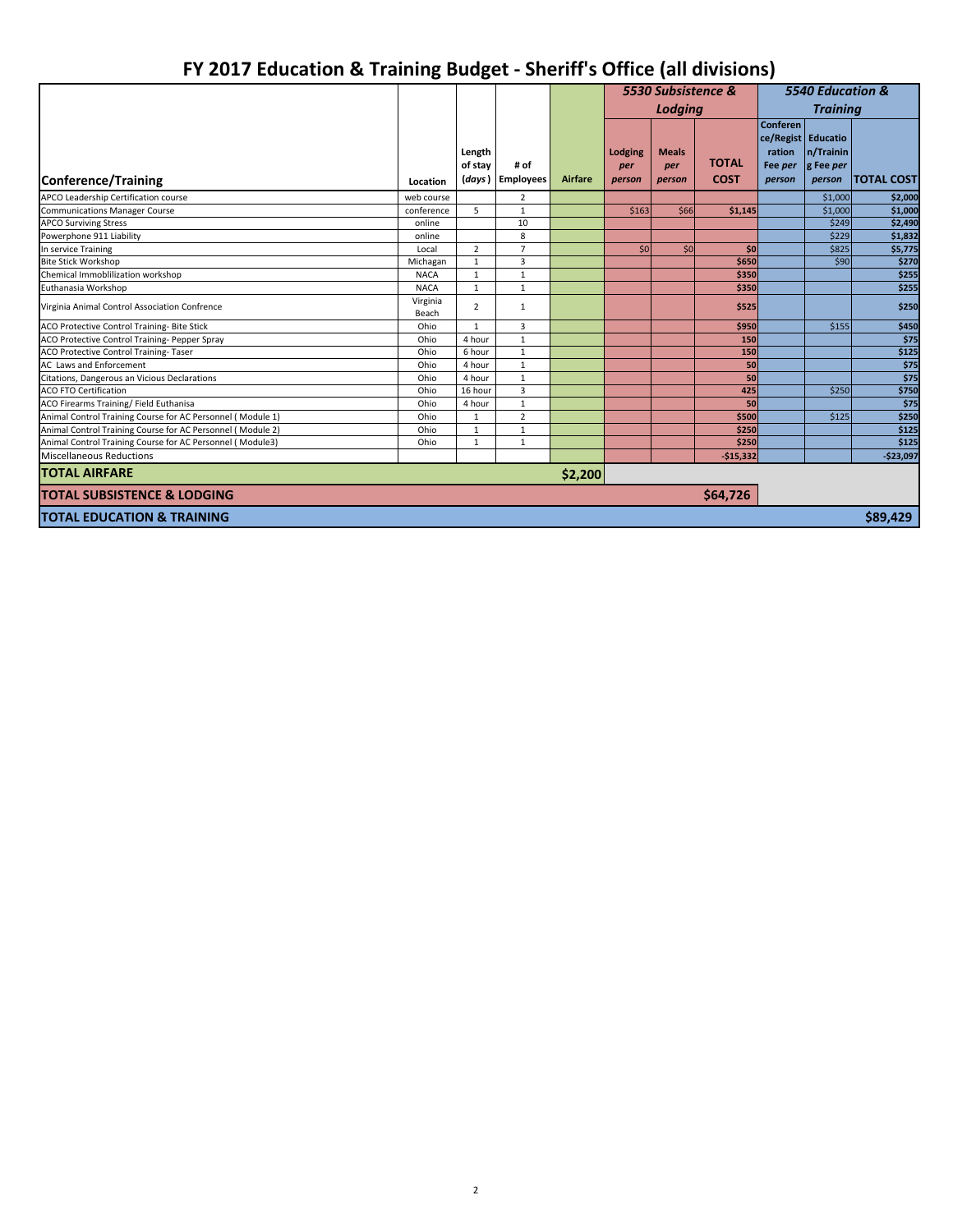# FY 2017 Education & Training Budget - Sheriff's Office (all divisions)

| Conference/Training | Location | Length of stay (days) | # of Employees | Airfare | 5530 Subsistence & Lodging | | | 5540 Education & Training | | |
|---|---|---|---|---|---|---|---|---|---|---|
| | | | | | Lodging per person | Meals per person | TOTAL COST | Conference/Registration Fee per person | Education/Training Fee per person | TOTAL COST |
| APCO Leadership Certification course | web course | | 2 | | | | | | $1,000 | $2,000 |
| Communications Manager Course | conference | 5 | 1 | | $163 | $66 | $1,145 | | $1,000 | $1,000 |
| APCO Surviving Stress | online | | 10 | | | | | | $249 | $2,490 |
| Powerphone 911 Liability | online | | 8 | | | | | | $229 | $1,832 |
| In service Training | Local | 2 | 7 | | $0 | $0 | $0 | | $825 | $5,775 |
| Bite Stick Workshop | Michagan | 1 | 3 | | | | $650 | | $90 | $270 |
| Chemical Immoblilization workshop | NACA | 1 | 1 | | | | $350 | | | $255 |
| Euthanasia Workshop | NACA | 1 | 1 | | | | $350 | | | $255 |
| Virginia Animal Control Association Confrence | Virginia Beach | 2 | 1 | | | | $525 | | | $250 |
| ACO Protective Control Training- Bite Stick | Ohio | 1 | 3 | | | | $950 | | $155 | $450 |
| ACO Protective Control Training- Pepper Spray | Ohio | 4 hour | 1 | | | | 150 | | | $75 |
| ACO Protective Control Training- Taser | Ohio | 6 hour | 1 | | | | 150 | | | $125 |
| AC Laws and Enforcement | Ohio | 4 hour | 1 | | | | 50 | | | $75 |
| Citations, Dangerous an Vicious Declarations | Ohio | 4 hour | 1 | | | | 50 | | | $75 |
| ACO FTO Certification | Ohio | 16 hour | 3 | | | | 425 | | $250 | $750 |
| ACO Firearms Training/ Field Euthanisa | Ohio | 4 hour | 1 | | | | 50 | | | $75 |
| Animal Control Training Course for AC Personnel ( Module 1) | Ohio | 1 | 2 | | | | $500 | | $125 | $250 |
| Animal Control Training Course for AC Personnel ( Module 2) | Ohio | 1 | 1 | | | | $250 | | | $125 |
| Animal Control Training Course for AC Personnel ( Module3) | Ohio | 1 | 1 | | | | $250 | | | $125 |
| Miscellaneous Reductions | | | | | | | -$15,332 | | | -$23,097 |
| **TOTAL AIRFARE** | | | | **$2,200** | | | | | | |
| **TOTAL SUBSISTENCE & LODGING** | | | | | | | **$64,726** | | | |
| **TOTAL EDUCATION & TRAINING** | | | | | | | | | | **$89,429** |